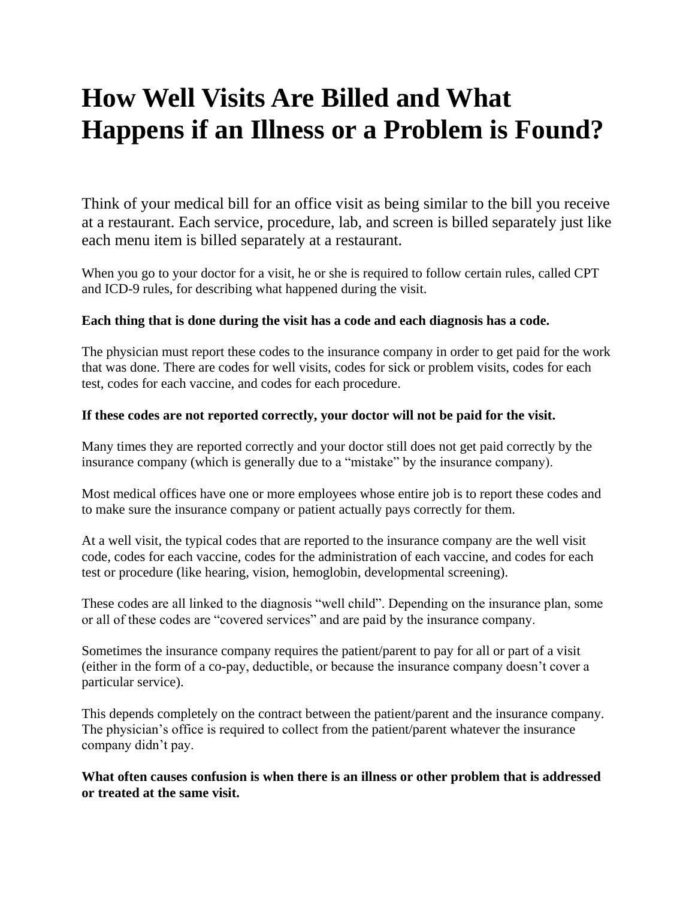# How Well Visits Are Billed and What Happens if an Illness or a Problem is Found?

Think of your medical bill for an office visit as being similar to the bill you receive at a restaurant. Each service, procedure, lab, and screen is billed separately just like each menu item is billed separately at a restaurant.

When you go to your doctor for a visit, he or she is required to follow certain rules, called CPT and ICD-9 rules, for describing what happened during the visit.

**Each thing that is done during the visit has a code and each diagnosis has a code.**

The physician must report these codes to the insurance company in order to get paid for the work that was done. There are codes for well visits, codes for sick or problem visits, codes for each test, codes for each vaccine, and codes for each procedure.

**If these codes are not reported correctly, your doctor will not be paid for the visit.**

Many times they are reported correctly and your doctor still does not get paid correctly by the insurance company (which is generally due to a "mistake" by the insurance company).

Most medical offices have one or more employees whose entire job is to report these codes and to make sure the insurance company or patient actually pays correctly for them.

At a well visit, the typical codes that are reported to the insurance company are the well visit code, codes for each vaccine, codes for the administration of each vaccine, and codes for each test or procedure (like hearing, vision, hemoglobin, developmental screening).

These codes are all linked to the diagnosis "well child". Depending on the insurance plan, some or all of these codes are "covered services" and are paid by the insurance company.

Sometimes the insurance company requires the patient/parent to pay for all or part of a visit (either in the form of a co-pay, deductible, or because the insurance company doesn't cover a particular service).

This depends completely on the contract between the patient/parent and the insurance company. The physician's office is required to collect from the patient/parent whatever the insurance company didn't pay.

**What often causes confusion is when there is an illness or other problem that is addressed or treated at the same visit.**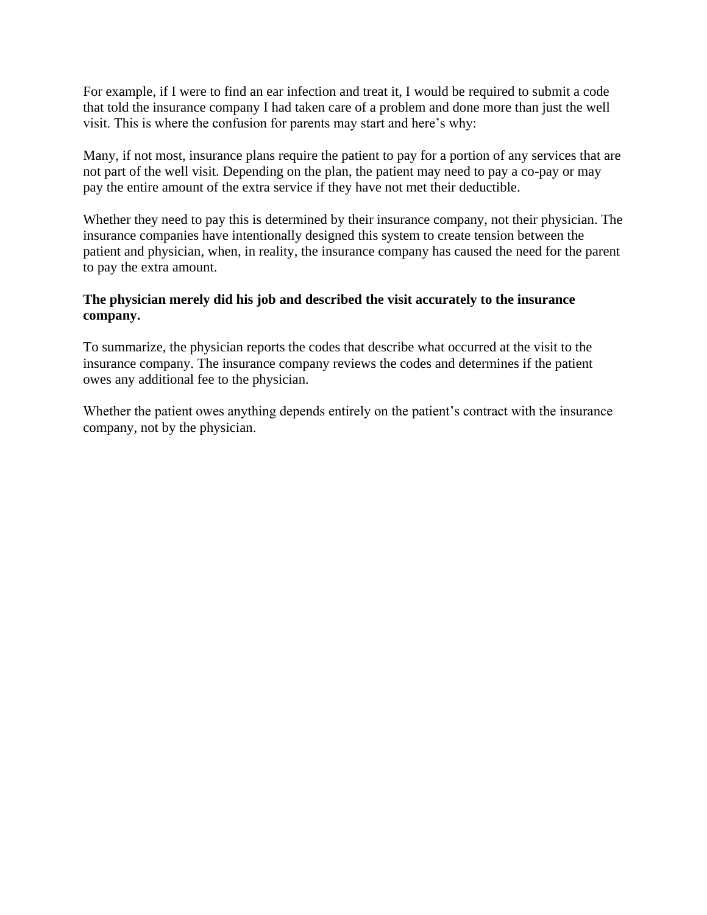For example, if I were to find an ear infection and treat it, I would be required to submit a code that told the insurance company I had taken care of a problem and done more than just the well visit. This is where the confusion for parents may start and here's why:

Many, if not most, insurance plans require the patient to pay for a portion of any services that are not part of the well visit. Depending on the plan, the patient may need to pay a co-pay or may pay the entire amount of the extra service if they have not met their deductible.

Whether they need to pay this is determined by their insurance company, not their physician. The insurance companies have intentionally designed this system to create tension between the patient and physician, when, in reality, the insurance company has caused the need for the parent to pay the extra amount.

**The physician merely did his job and described the visit accurately to the insurance company.**

To summarize, the physician reports the codes that describe what occurred at the visit to the insurance company. The insurance company reviews the codes and determines if the patient owes any additional fee to the physician.

Whether the patient owes anything depends entirely on the patient's contract with the insurance company, not by the physician.